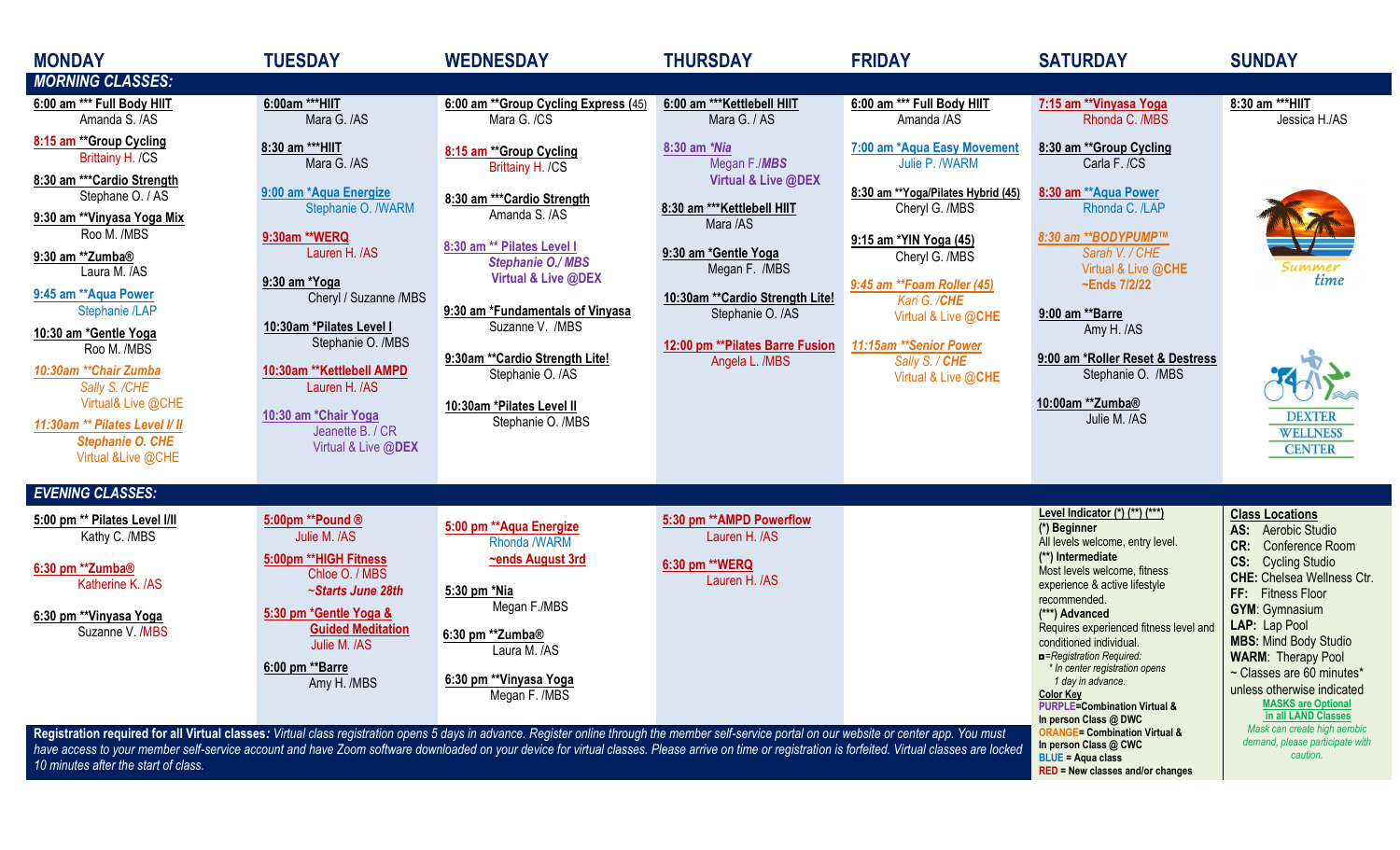## MONDAY | TUESDAY | WEDNESDAY | THURSDAY | FRIDAY | SATURDAY | SUNDAY

### MORNING CLASSES:

| MONDAY | TUESDAY | WEDNESDAY | THURSDAY | FRIDAY | SATURDAY | SUNDAY |
|---|---|---|---|---|---|---|
| 6:00 am *** Full Body HIIT<br>Amanda S. /AS | 6:00am ***HIIT<br>Mara G. /AS | 6:00 am **Group Cycling Express (45)<br>Mara G. /CS | 6:00 am ***Kettlebell HIIT<br>Mara G. / AS | 6:00 am *** Full Body HIIT<br>Amanda /AS | 7:15 am **Vinyasa Yoga<br>Rhonda C. /MBS | 8:30 am ***HIIT<br>Jessica H./AS |
| 8:15 am **Group Cycling<br>Brittainy H. /CS | 8:30 am ***HIIT<br>Mara G. /AS | 8:15 am **Group Cycling<br>Brittainy H. /CS | 8:30 am *Nia<br>Megan F./MBS<br>Virtual & Live @DEX | 7:00 am *Aqua Easy Movement<br>Julie P. /WARM | 8:30 am **Group Cycling<br>Carla F. /CS | |
| 8:30 am ***Cardio Strength<br>Stephane O. / AS | 9:00 am *Aqua Energize<br>Stephanie O. /WARM | 8:30 am ***Cardio Strength<br>Amanda S. /AS | 8:30 am ***Kettlebell HIIT<br>Mara /AS | 8:30 am **Yoga/Pilates Hybrid (45)<br>Cheryl G. /MBS | 8:30 am **Aqua Power<br>Rhonda C. /LAP | |
| 9:30 am **Vinyasa Yoga Mix<br>Roo M. /MBS | 9:30am **WERQ<br>Lauren H. /AS | 8:30 am ** Pilates Level I<br>Stephanie O./ MBS<br>Virtual & Live @DEX | 9:30 am *Gentle Yoga<br>Megan F. /MBS | 9:15 am *YIN Yoga (45)<br>Cheryl G. /MBS | 8:30 am **BODYPUMP™<br>Sarah V. / CHE<br>Virtual & Live @CHE<br>~Ends 7/2/22 | |
| 9:30 am **Zumba®<br>Laura M. /AS | 9:30 am *Yoga<br>Cheryl / Suzanne /MBS | 9:30 am *Fundamentals of Vinyasa<br>Suzanne V. /MBS | 10:30am **Cardio Strength Lite!<br>Stephanie O. /AS | 9:45 am **Foam Roller (45)<br>Kari G. /CHE<br>Virtual & Live @CHE | 9:00 am **Barre<br>Amy H. /AS | |
| 9:45 am **Aqua Power<br>Stephanie /LAP | 10:30am *Pilates Level I<br>Stephanie O. /MBS | 9:30am **Cardio Strength Lite!<br>Stephanie O. /AS | 12:00 pm **Pilates Barre Fusion<br>Angela L. /MBS | 11:15am **Senior Power<br>Sally S. / CHE<br>Virtual & Live @CHE | 9:00 am *Roller Reset & Destress<br>Stephanie O. /MBS | |
| 10:30 am *Gentle Yoga<br>Roo M. /MBS | 10:30am **Kettlebell AMPD<br>Lauren H. /AS | 10:30am *Pilates Level II<br>Stephanie O. /MBS | | | 10:00am **Zumba®<br>Julie M. /AS | |
| 10:30am **Chair Zumba<br>Sally S. /CHE<br>Virtual& Live @CHE | 10:30 am *Chair Yoga<br>Jeanette B. / CR<br>Virtual & Live @DEX | | | | | |
| 11:30am ** Pilates Level I/ II<br>Stephanie O. CHE<br>Virtual &Live @CHE | | | | | | |

Summer time

DEXTER WELLNESS CENTER

### EVENING CLASSES:

| MONDAY | TUESDAY | WEDNESDAY | THURSDAY | FRIDAY |
|---|---|---|---|---|
| 5:00 pm ** Pilates Level I/II<br>Kathy C. /MBS | 5:00pm **Pound ®<br>Julie M. /AS | 5:00 pm **Aqua Energize<br>Rhonda /WARM<br>~ends August 3rd | 5:30 pm **AMPD Powerflow<br>Lauren H. /AS | |
| 6:30 pm **Zumba®<br>Katherine K. /AS | 5:00pm **HIGH Fitness<br>Chloe O. / MBS<br>~Starts June 28th | 5:30 pm *Nia<br>Megan F./MBS | 6:30 pm **WERQ<br>Lauren H. /AS | |
| 6:30 pm **Vinyasa Yoga<br>Suzanne V. /MBS | 5:30 pm *Gentle Yoga & Guided Meditation<br>Julie M. /AS | 6:30 pm **Zumba®<br>Laura M. /AS | | |
| | 6:00 pm **Barre<br>Amy H. /MBS | 6:30 pm **Vinyasa Yoga<br>Megan F. /MBS | | |

**Registration required for all Virtual classes:** *Virtual class registration opens 5 days in advance. Register online through the member self-service portal on our website or center app. You must have access to your member self-service account and have Zoom software downloaded on your device for virtual classes. Please arrive on time or registration is forfeited. Virtual classes are locked 10 minutes after the start of class.*

**Level Indicator (*) (**) (***)**

**(*) Beginner**
All levels welcome, entry level.

**(**) Intermediate**
Most levels welcome, fitness experience & active lifestyle recommended.

**(***) Advanced**
Requires experienced fitness level and conditioned individual.

¤=*Registration Required:*
*\* In center registration opens 1 day in advance.*

**Color Key**
- **PURPLE=Combination Virtual & In person Class @ DWC**
- **ORANGE= Combination Virtual & In person Class @ CWC**
- **BLUE = Aqua class**
- **RED = New classes and/or changes**

**Class Locations**
- **AS:** Aerobic Studio
- **CR:** Conference Room
- **CS:** Cycling Studio
- **CHE:** Chelsea Wellness Ctr.
- **FF:** Fitness Floor
- **GYM:** Gymnasium
- **LAP:** Lap Pool
- **MBS:** Mind Body Studio
- **WARM:** Therapy Pool

~ Classes are 60 minutes* unless otherwise indicated

**MASKS are Optional in all LAND Classes**
*Mask can create high aerobic demand, please participate with caution.*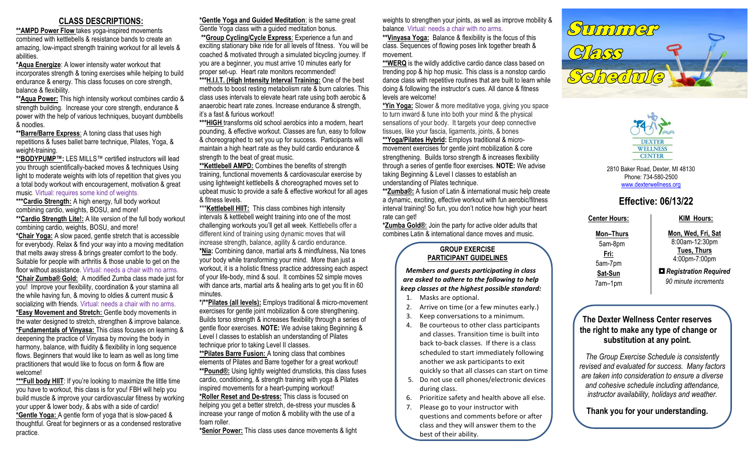## CLASS DESCRIPTIONS:

**\*\*AMPD Power Flow** takes yoga-inspired movements combined with kettlebells & resistance bands to create an amazing, low-impact strength training workout for all levels & abilities.

**\*Aqua Energize**: A lower intensity water workout that incorporates strength & toning exercises while helping to build endurance & energy. This class focuses on core strength, balance & flexibility.

**\*\*Aqua Power:** This high intensity workout combines cardio & strength building. Increase your core strength, endurance & power with the help of various techniques, buoyant dumbbells & noodles.

**\*\*Barre/Barre Express**: A toning class that uses high repetitions & fuses ballet barre technique, Pilates, Yoga, & weight-training.

**\*\*BODYPUMP™:** LES MILLS™ certified instructors will lead you through scientifically-backed moves & techniques Using light to moderate weights with lots of repetition that gives you a total body workout with encouragement, motivation & great music. Virtual: requires some kind of weights.

**\*\*\*Cardio Strength:** A high energy, full body workout combining cardio, weights, BOSU, and more!

**\*\*Cardio Strength Lite!:** A lite version of the full body workout combining cardio, weights, BOSU, and more!

**\*Chair Yoga:** A slow paced, gentle stretch that is accessible for everybody. Relax & find your way into a moving meditation that melts away stress & brings greater comfort to the body. Suitable for people with arthritis & those unable to get on the floor without assistance. Virtual: needs a chair with no arms.

**\*Chair Zumba® Gold:** A modified Zumba class made just for you! Improve your flexibility, coordination & your stamina all the while having fun, & moving to oldies & current music & socializing with friends. Virtual: needs a chair with no arms.

**\*Easy Movement and Stretch:** Gentle body movements in the water designed to stretch, strengthen & improve balance.

**\*Fundamentals of Vinyasa:** This class focuses on learning & deepening the practice of Vinyasa by moving the body in harmony, balance, with fluidity & flexibility in long sequence flows. Beginners that would like to learn as well as long time practitioners that would like to focus on form & flow are welcome!

**\*\*\*Full body HIIT**: If you're looking to maximize the little time you have to workout, this class is for you! FBH will help you build muscle & improve your cardiovascular fitness by working your upper & lower body, & abs with a side of cardio!

**\*Gentle Yoga:** A gentle form of yoga that is slow-paced & thoughtful. Great for beginners or as a condensed restorative practice.

**\*Gentle Yoga and Guided Meditation**: is the same great Gentle Yoga class with a guided meditation bonus.

**\*\*Group Cycling/Cycle Express**: Experience a fun and exciting stationary bike ride for all levels of fitness. You will be coached & motivated through a simulated bicycling journey. If you are a beginner, you must arrive 10 minutes early for proper set-up. Heart rate monitors recommended!

**\*\*\*H.I.I.T. (High Intensity Interval Training:** One of the best methods to boost resting metabolism rate & burn calories. This class uses intervals to elevate heart rate using both aerobic & anaerobic heart rate zones. Increase endurance & strength, it's a fast & furious workout!

**\*\*\*HIGH** transforms old school aerobics into a modern, heart pounding, & effective workout. Classes are fun, easy to follow & choreographed to set you up for success. Participants will maintain a high heart rate as they build cardio endurance & strength to the beat of great music.

**\*\*Kettlebell AMPD:** Combines the benefits of strength training, functional movements & cardiovascular exercise by using lightweight kettlebells & choreographed moves set to upbeat music to provide a safe & effective workout for all ages & fitness levels.

**\*\*\*Kettlebell HIIT:** This class combines high intensity intervals & kettlebell weight training into one of the most challenging workouts you'll get all week. Kettlebells offer a different kind of training using dynamic moves that will increase strength, balance, agility & cardio endurance.

**\*Nia:** Combining dance, martial arts & mindfulness, Nia tones your body while transforming your mind. More than just a workout, it is a holistic fitness practice addressing each aspect of your life-body, mind & soul. It combines 52 simple moves with dance arts, martial arts & healing arts to get you fit in 60 minutes.

**\*/\*\*Pilates (all levels):** Employs traditional & micro-movement exercises for gentle joint mobilization & core strengthening. Builds torso strength & increases flexibility through a series of gentle floor exercises. **NOTE:** We advise taking Beginning & Level I classes to establish an understanding of Pilates technique prior to taking Level II classes.

**\*\*Pilates Barre Fusion:** A toning class that combines elements of Pilates and Barre together for a great workout!

**\*\*Pound®:** Using lightly weighted drumsticks, this class fuses cardio, conditioning, & strength training with yoga & Pilates inspired movements for a heart-pumping workout!

**\*Roller Reset and De-stress:** This class is focused on helping you get a better stretch, de-stress your muscles & increase your range of motion & mobility with the use of a foam roller.

**\*Senior Power:** This class uses dance movements & light weights to strengthen your joints, as well as improve mobility & balance. Virtual: needs a chair with no arms.

**\*\*Vinyasa Yoga:** Balance & flexibility is the focus of this class. Sequences of flowing poses link together breath & movement.

**\*\*WERQ** is the wildly addictive cardio dance class based on trending pop & hip hop music. This class is a nonstop cardio dance class with repetitive routines that are built to learn while doing & following the instructor's cues. All dance & fitness levels are welcome!

**\*Yin Yoga:** Slower & more meditative yoga, giving you space to turn inward & tune into both your mind & the physical sensations of your body. It targets your deep connective tissues, like your fascia, ligaments, joints, & bones

**\*\*Yoga/Pilates Hybrid:** Employs traditional & micro-movement exercises for gentle joint mobilization & core strengthening. Builds torso strength & increases flexibility through a series of gentle floor exercises. **NOTE:** We advise taking Beginning & Level I classes to establish an understanding of Pilates technique.

**\*\*Zumba®:** A fusion of Latin & international music help create a dynamic, exciting, effective workout with fun aerobic/fitness interval training! So fun, you don't notice how high your heart rate can get!

**\*Zumba Gold®**: Join the party for active older adults that combines Latin & international dance moves and music.

### GROUP EXERCISE PARTICIPANT GUIDELINES

***Members and guests participating in class are asked to adhere to the following to help keep classes at the highest possible standard:***

1. Masks are optional.
2. Arrive on time (or a few minutes early.)
3. Keep conversations to a minimum.
4. Be courteous to other class participants and classes. Transition time is built into back to-back classes. If there is a class scheduled to start immediately following another we ask participants to exit quickly so that all classes can start on time
5. Do not use cell phones/electronic devices during class.
6. Prioritize safety and health above all else.
7. Please go to your instructor with questions and comments before or after class and they will answer them to the best of their ability.

# Summer Class Schedule

DEXTER WELLNESS CENTER

2810 Baker Road, Dexter, MI 48130
Phone: 734-580-2500
www.dexterwellness.org

## Effective: 06/13/22

**Center Hours:**

**Mon–Thurs**
5am-8pm
**Fri:**
5am-7pm
**Sat-Sun**
7am–1pm

**KIM Hours:**

**Mon, Wed, Fri, Sat**
8:00am-12:30pm
**Tues, Thurs**
4:00pm-7:00pm

***Registration Required***
*90 minute increments*

**The Dexter Wellness Center reserves the right to make any type of change or substitution at any point.**

*The Group Exercise Schedule is consistently revised and evaluated for success. Many factors are taken into consideration to ensure a diverse and cohesive schedule including attendance, instructor availability, holidays and weather.*

**Thank you for your understanding.**